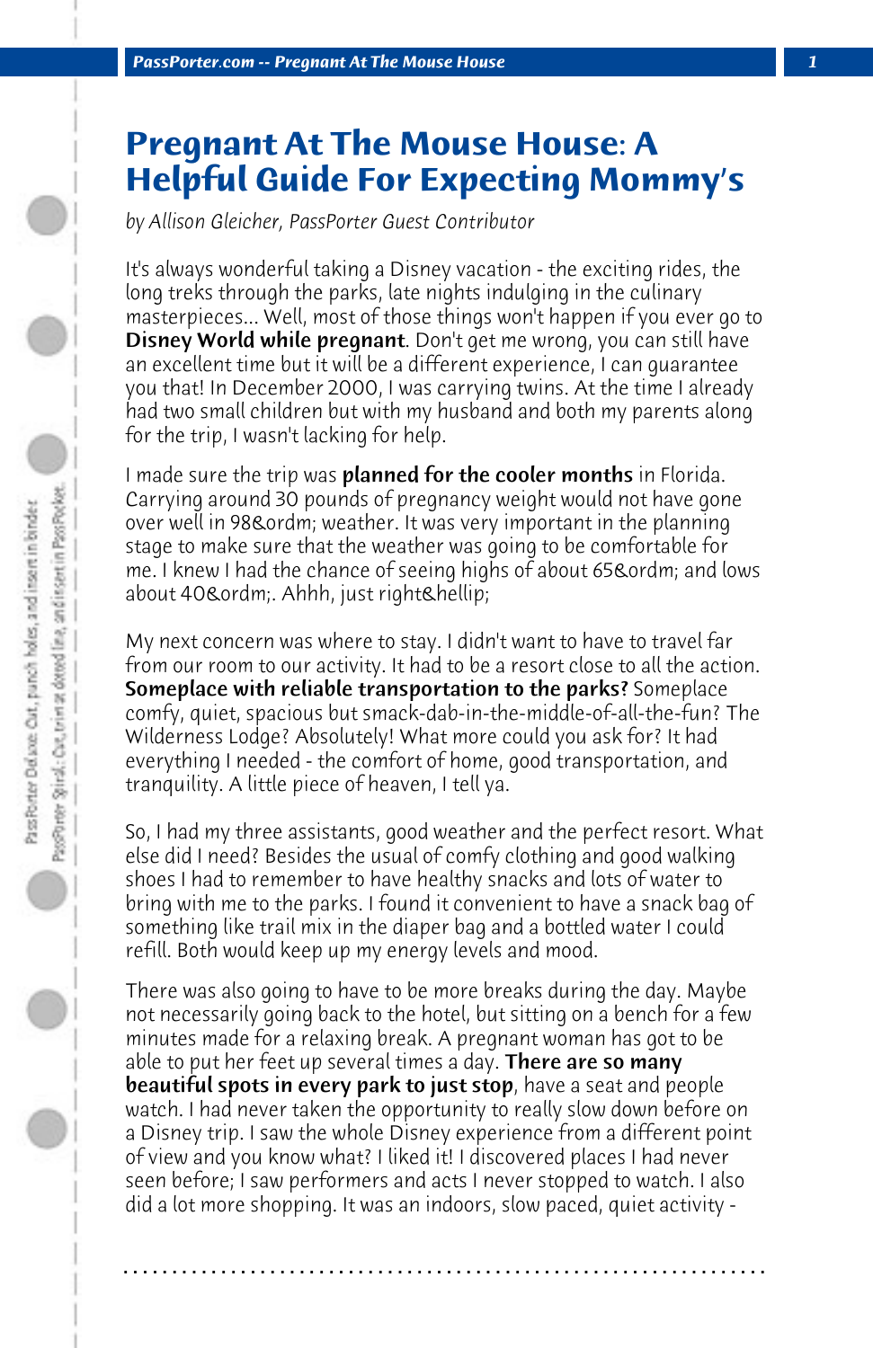# Pregnant At The Mouse House: A Helpful Guide For Expecting Mommy's

*by Allison Gleicher, PassPorter Guest Contributor*

It's always wonderful taking a Disney vacation - the exciting rides, the long treks through the parks, late nights indulging in the culinary masterpieces... Well, most of those things won't happen if you ever go to **Disney World while pregnant**. Don't get me wrong, you can still have an excellent time but it will be a different experience, I can guarantee you that! In December 2000, I was carrying twins. At the time I already had two small children but with my husband and both my parents along for the trip, I wasn't lacking for help.

I made sure the trip was **planned for the cooler months** in Florida. Carrying around 30 pounds of pregnancy weight would not have gone over well in 98&ordm; weather. It was very important in the planning stage to make sure that the weather was going to be comfortable for me. I knew I had the chance of seeing highs of about 65&ordm; and lows about 40&ordm;. Ahhh, just right&hellip;

My next concern was where to stay. I didn't want to have to travel far from our room to our activity. It had to be a resort close to all the action. **Someplace with reliable transportation to the parks?** Someplace comfy, quiet, spacious but smack-dab-in-the-middle-of-all-the-fun? The Wilderness Lodge? Absolutely! What more could you ask for? It had everything I needed - the comfort of home, good transportation, and tranquility. A little piece of heaven, I tell ya.

So, I had my three assistants, good weather and the perfect resort. What else did I need? Besides the usual of comfy clothing and good walking shoes I had to remember to have healthy snacks and lots of water to bring with me to the parks. I found it convenient to have a snack bag of something like trail mix in the diaper bag and a bottled water I could refill. Both would keep up my energy levels and mood.

There was also going to have to be more breaks during the day. Maybe not necessarily going back to the hotel, but sitting on a bench for a few minutes made for a relaxing break. A pregnant woman has got to be able to put her feet up several times a day. **There are so many beautiful spots in every park to just stop**, have a seat and people watch. I had never taken the opportunity to really slow down before on a Disney trip. I saw the whole Disney experience from a different point of view and you know what? I liked it! I discovered places I had never seen before; I saw performers and acts I never stopped to watch. I also did a lot more shopping. It was an indoors, slow paced, quiet activity -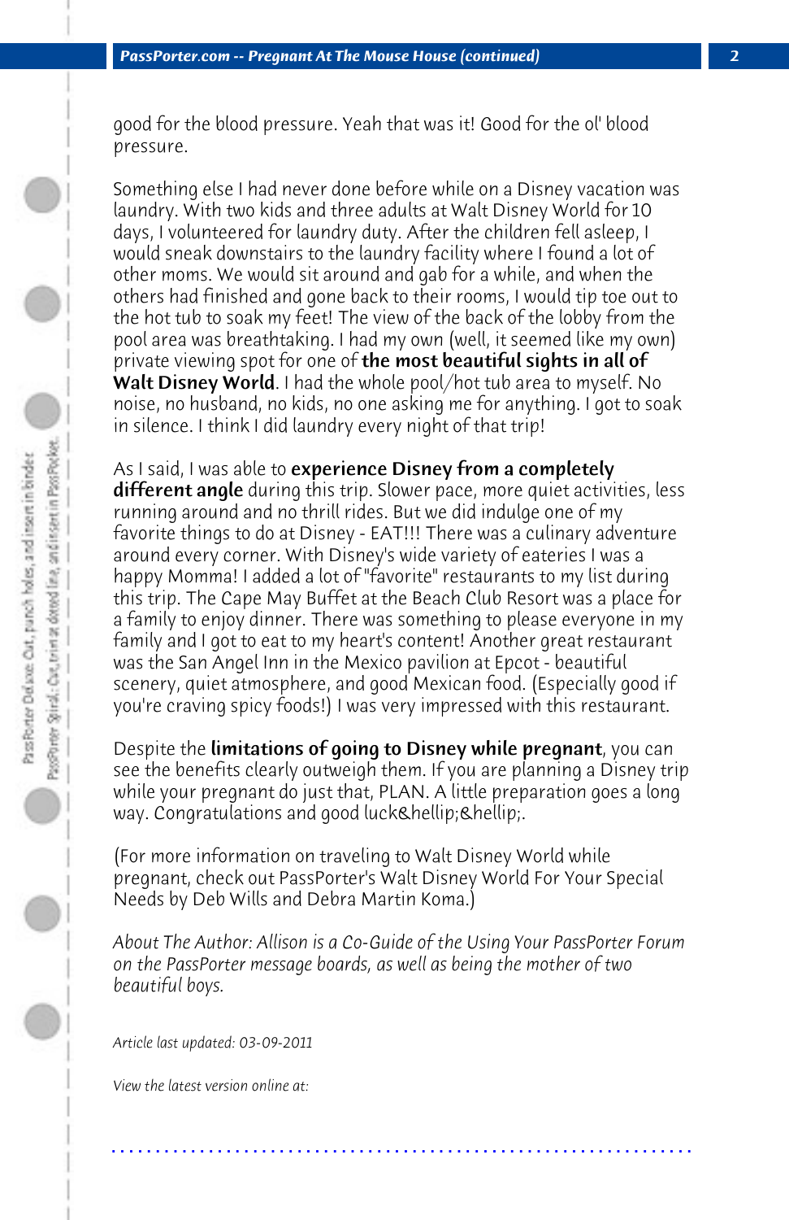good for the blood pressure. Yeah that was it! Good for the ol' blood pressure.

Something else I had never done before while on a Disney vacation was laundry. With two kids and three adults at Walt Disney World for 10 days, I volunteered for laundry duty. After the children fell asleep, I would sneak downstairs to the laundry facility where I found a lot of other moms. We would sit around and gab for a while, and when the others had finished and gone back to their rooms, I would tip toe out to the hot tub to soak my feet! The view of the back of the lobby from the pool area was breathtaking. I had my own (well, it seemed like my own) private viewing spot for one of **the most beautiful sights in all of Walt Disney World**. I had the whole pool/hot tub area to myself. No noise, no husband, no kids, no one asking me for anything. I got to soak in silence. I think I did laundry every night of that trip!

As I said, I was able to **experience Disney from a completely different angle** during this trip. Slower pace, more quiet activities, less running around and no thrill rides. But we did indulge one of my favorite things to do at Disney - EAT!!! There was a culinary adventure around every corner. With Disney's wide variety of eateries I was a happy Momma! I added a lot of "favorite" restaurants to my list during this trip. The Cape May Buffet at the Beach Club Resort was a place for a family to enjoy dinner. There was something to please everyone in my family and I got to eat to my heart's content! Another great restaurant was the San Angel Inn in the Mexico pavilion at Epcot - beautiful scenery, quiet atmosphere, and good Mexican food. (Especially good if you're craving spicy foods!) I was very impressed with this restaurant.

Despite the **limitations of going to Disney while pregnant**, you can see the benefits clearly outweigh them. If you are planning a Disney trip while your pregnant do just that, PLAN. A little preparation goes a long way. Congratulations and good luck&hellip;&hellip;.

(For more information on traveling to Walt Disney World while pregnant, check out PassPorter's Walt Disney World For Your Special Needs by Deb Wills and Debra Martin Koma.)

*About The Author: Allison is a Co-Guide of the Using Your PassPorter Forum on the PassPorter message boards, as well as being the mother of two beautiful boys.*

*Article last updated: 03-09-2011*

*View the latest version online at:*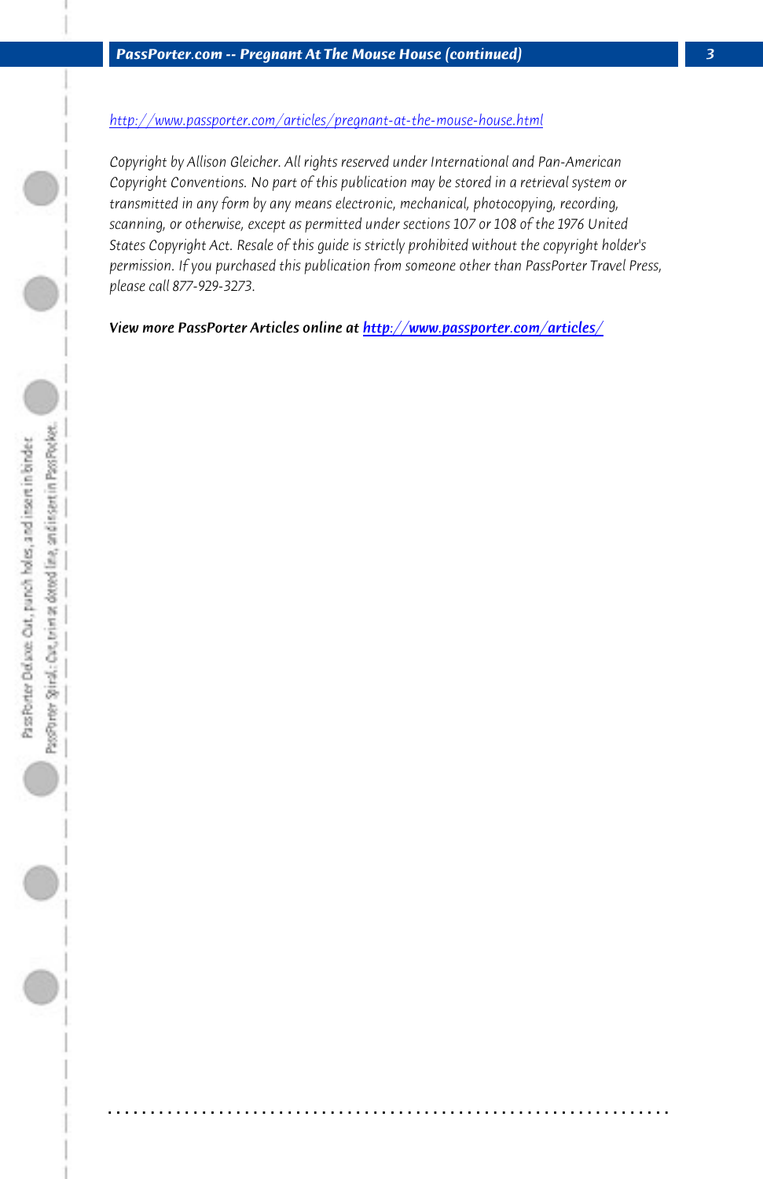http://www.passporter.com/articles/pregnant-at-the-mouse-house.html

*Copyright by Allison Gleicher. All rights reserved under International and Pan-American Copyright Conventions. No part of this publication may be stored in a retrieval system or transmitted in any form by any means electronic, mechanical, photocopying, recording, scanning, or otherwise, except as permitted under sections 107 or 108 of the 1976 United States Copyright Act. Resale of this guide is strictly prohibited without the copyright holder's permission. If you purchased this publication from someone other than PassPorter Travel Press, please call 877-929-3273.*

**View more PassPorter Articles online at http://www.passporter.com/articles/**